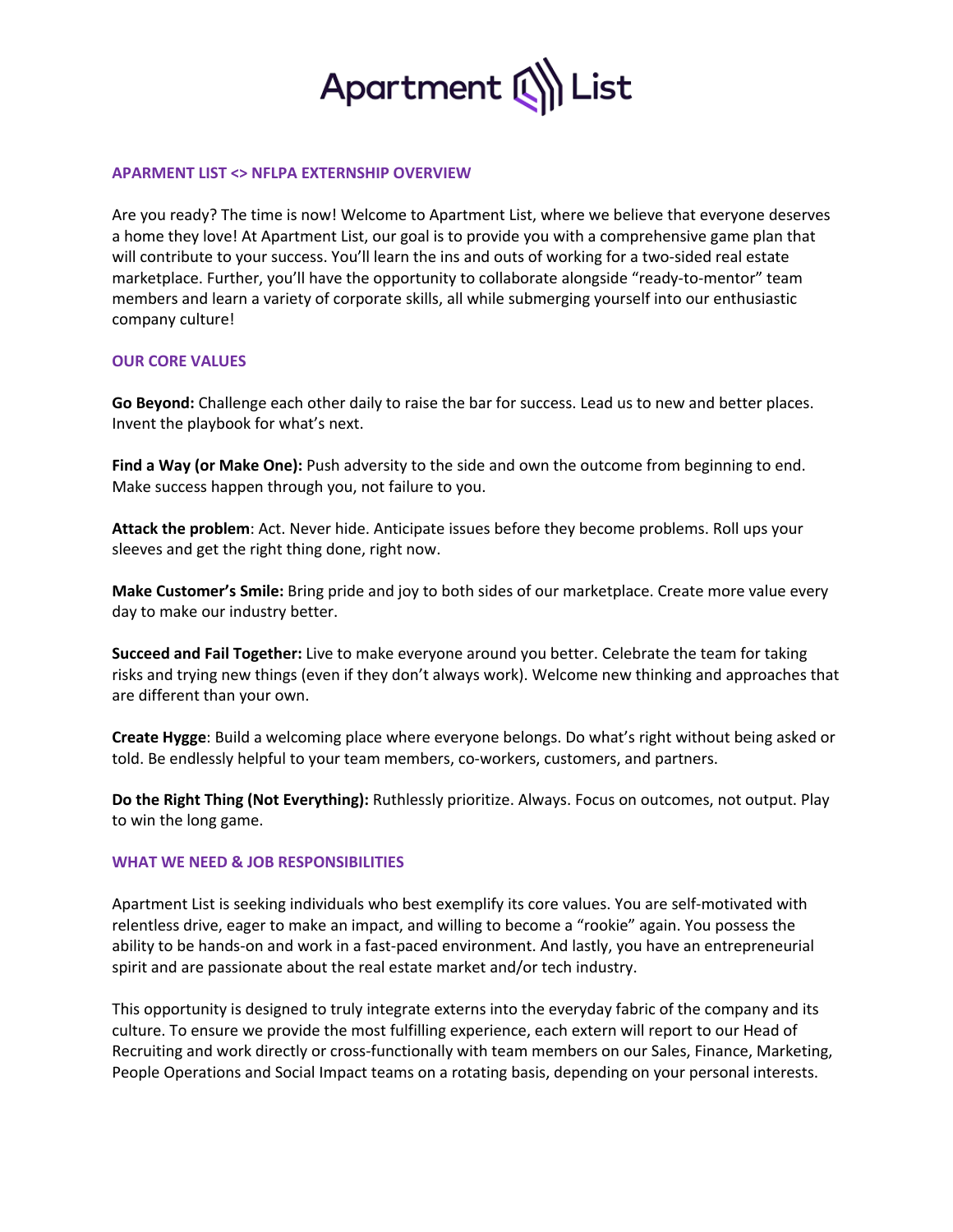# Apartment List

## APARMENT LIST <> NFLPA EXTERNSHIP OVERVIEW

Are you ready? The time is now! Welcome to Apartment List, where we believe that everyone deserves a home they love! At Apartment List, our goal is to provide you with a comprehensive game plan that will contribute to your success. You'll learn the ins and outs of working for a two-sided real estate marketplace. Further, you'll have the opportunity to collaborate alongside "ready-to-mentor" team members and learn a variety of corporate skills, all while submerging yourself into our enthusiastic company culture!

## OUR CORE VALUES

**Go Beyond:** Challenge each other daily to raise the bar for success. Lead us to new and better places. Invent the playbook for what's next.

**Find a Way (or Make One):** Push adversity to the side and own the outcome from beginning to end. Make success happen through you, not failure to you.

**Attack the problem**: Act. Never hide. Anticipate issues before they become problems. Roll ups your sleeves and get the right thing done, right now.

**Make Customer's Smile:** Bring pride and joy to both sides of our marketplace. Create more value every day to make our industry better.

**Succeed and Fail Together:** Live to make everyone around you better. Celebrate the team for taking risks and trying new things (even if they don't always work). Welcome new thinking and approaches that are different than your own.

**Create Hygge**: Build a welcoming place where everyone belongs. Do what's right without being asked or told. Be endlessly helpful to your team members, co-workers, customers, and partners.

**Do the Right Thing (Not Everything):** Ruthlessly prioritize. Always. Focus on outcomes, not output. Play to win the long game.

## WHAT WE NEED & JOB RESPONSIBILITIES

Apartment List is seeking individuals who best exemplify its core values. You are self-motivated with relentless drive, eager to make an impact, and willing to become a "rookie" again. You possess the ability to be hands-on and work in a fast-paced environment. And lastly, you have an entrepreneurial spirit and are passionate about the real estate market and/or tech industry.

This opportunity is designed to truly integrate externs into the everyday fabric of the company and its culture. To ensure we provide the most fulfilling experience, each extern will report to our Head of Recruiting and work directly or cross-functionally with team members on our Sales, Finance, Marketing, People Operations and Social Impact teams on a rotating basis, depending on your personal interests.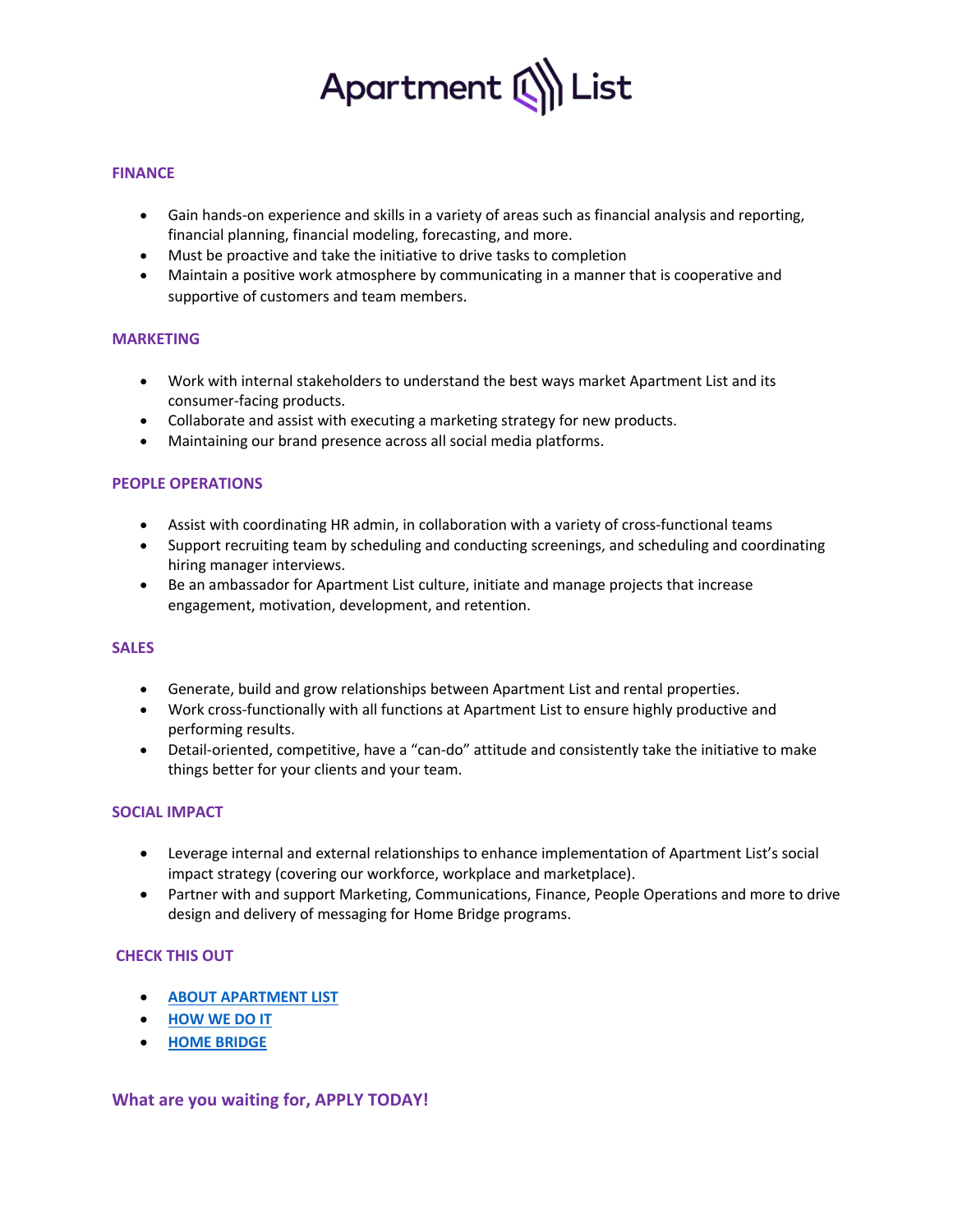# Apartment List

### FINANCE

- Gain hands-on experience and skills in a variety of areas such as financial analysis and reporting, financial planning, financial modeling, forecasting, and more.
- Must be proactive and take the initiative to drive tasks to completion
- Maintain a positive work atmosphere by communicating in a manner that is cooperative and supportive of customers and team members.

### MARKETING

- Work with internal stakeholders to understand the best ways market Apartment List and its consumer-facing products.
- Collaborate and assist with executing a marketing strategy for new products.
- Maintaining our brand presence across all social media platforms.

### PEOPLE OPERATIONS

- Assist with coordinating HR admin, in collaboration with a variety of cross-functional teams
- Support recruiting team by scheduling and conducting screenings, and scheduling and coordinating hiring manager interviews.
- Be an ambassador for Apartment List culture, initiate and manage projects that increase engagement, motivation, development, and retention.

### SALES

- Generate, build and grow relationships between Apartment List and rental properties.
- Work cross-functionally with all functions at Apartment List to ensure highly productive and performing results.
- Detail-oriented, competitive, have a "can-do" attitude and consistently take the initiative to make things better for your clients and your team.

### SOCIAL IMPACT

- Leverage internal and external relationships to enhance implementation of Apartment List's social impact strategy (covering our workforce, workplace and marketplace).
- Partner with and support Marketing, Communications, Finance, People Operations and more to drive design and delivery of messaging for Home Bridge programs.

### CHECK THIS OUT

- **ABOUT APARTMENT LIST**
- **HOW WE DO IT**
- **HOME BRIDGE**

## What are you waiting for, APPLY TODAY!